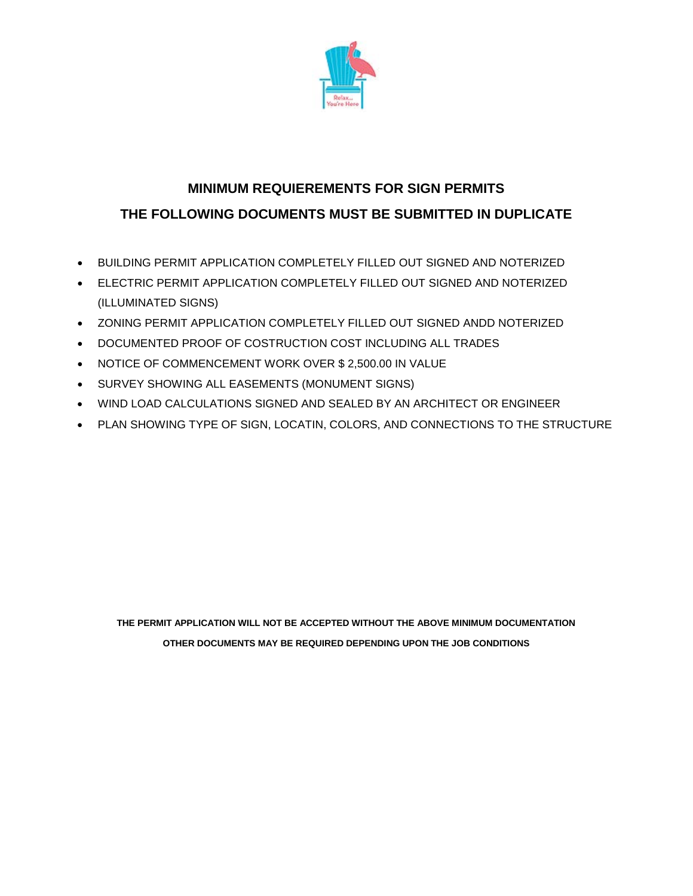## MINIMUM REQUIEREMENTS FOR SIGN PERMITS

## THE FOLLOWING DOCUMENTS MUST BE SUBMITTED IN DUPLICATE

- BUILDING PERMIT APPLICATION COMPLETELY FILLED OUT SIGNED AND NOTERIZED
- ELECTRIC PERMIT APPLICATION COMPLETELY FILLED OUT SIGNED AND NOTERIZED (ILLUMINATED SIGNS)
- ZONING PERMIT APPLICATION COMPLETELY FILLED OUT SIGNED ANDD NOTERIZED
- DOCUMENTED PROOF OF COSTRUCTION COST INCLUDING ALL TRADES
- NOTICE OF COMMENCEMENT WORK OVER $ 2,500.00 IN VALUE
- SURVEY SHOWING ALL EASEMENTS (MONUMENT SIGNS)
- WIND LOAD CALCULATIONS SIGNED AND SEALED BY AN ARCHITECT OR ENGINEER
- PLAN SHOWING TYPE OF SIGN, LOCATIN, COLORS, AND CONNECTIONS TO THE STRUCTURE

**THE PERMIT APPLICATION WILL NOT BE ACCEPTED WITHOUT THE ABOVE MINIMUM DOCUMENTATION**

**OTHER DOCUMENTS MAY BE REQUIRED DEPENDING UPON THE JOB CONDITIONS**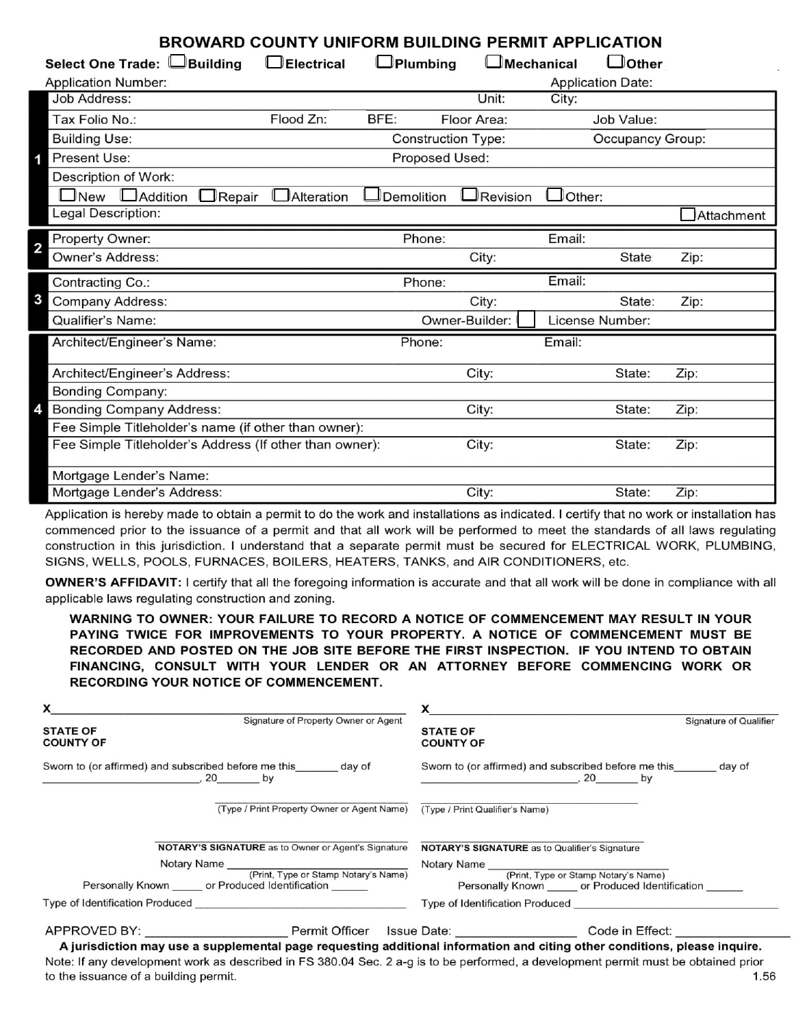# BROWARD COUNTY UNIFORM BUILDING PERMIT APPLICATION

**Select One Trade:** ☐ **Building** ☐ **Electrical** ☐ **Plumbing** ☐ **Mechanical** ☐ **Other**

Application Number: Application Date:

| Section | | | | | |
|---|---|---|---|---|---|
| **1** | Job Address: | | Unit: | City: | |
| | Tax Folio No.: | Flood Zn: | BFE: | Floor Area: | Job Value: |
| | Building Use: | | Construction Type: | | Occupancy Group: |
| | Present Use: | | Proposed Used: | | |
| | Description of Work: | | | | |
| | ☐ New ☐ Addition ☐ Repair ☐ Alteration ☐ Demolition ☐ Revision ☐ Other: | | | | |
| | Legal Description: | | | | ☐ Attachment |
| **2** | Property Owner: | | Phone: | Email: | |
| | Owner's Address: | | City: | State | Zip: |
| **3** | Contracting Co.: | | Phone: | Email: | |
| | Company Address: | | City: | State: | Zip: |
| | Qualifier's Name: | | Owner-Builder: ☐ | License Number: | |
| **4** | Architect/Engineer's Name: | | Phone: | Email: | |
| | Architect/Engineer's Address: | | City: | State: | Zip: |
| | Bonding Company: | | | | |
| | Bonding Company Address: | | City: | State: | Zip: |
| | Fee Simple Titleholder's name (if other than owner): | | | | |
| | Fee Simple Titleholder's Address (If other than owner): | | City: | State: | Zip: |
| | Mortgage Lender's Name: | | | | |
| | Mortgage Lender's Address: | | City: | State: | Zip: |

Application is hereby made to obtain a permit to do the work and installations as indicated. I certify that no work or installation has commenced prior to the issuance of a permit and that all work will be performed to meet the standards of all laws regulating construction in this jurisdiction. I understand that a separate permit must be secured for ELECTRICAL WORK, PLUMBING, SIGNS, WELLS, POOLS, FURNACES, BOILERS, HEATERS, TANKS, and AIR CONDITIONERS, etc.

**OWNER'S AFFIDAVIT:** I certify that all the foregoing information is accurate and that all work will be done in compliance with all applicable laws regulating construction and zoning.

**WARNING TO OWNER: YOUR FAILURE TO RECORD A NOTICE OF COMMENCEMENT MAY RESULT IN YOUR PAYING TWICE FOR IMPROVEMENTS TO YOUR PROPERTY. A NOTICE OF COMMENCEMENT MUST BE RECORDED AND POSTED ON THE JOB SITE BEFORE THE FIRST INSPECTION. IF YOU INTEND TO OBTAIN FINANCING, CONSULT WITH YOUR LENDER OR AN ATTORNEY BEFORE COMMENCING WORK OR RECORDING YOUR NOTICE OF COMMENCEMENT.**

X______________________________
Signature of Property Owner or Agent

**STATE OF**
**COUNTY OF**

Sworn to (or affirmed) and subscribed before me this_______ day of ________________________, 20_______ by

______________________________
(Type / Print Property Owner or Agent Name)

______________________________
**NOTARY'S SIGNATURE** as to Owner or Agent's Signature

Notary Name ______________________________
(Print, Type or Stamp Notary's Name)

Personally Known _____ or Produced Identification ______

Type of Identification Produced ______________________________

X______________________________
Signature of Qualifier

**STATE OF**
**COUNTY OF**

Sworn to (or affirmed) and subscribed before me this_______ day of ________________________, 20_______ by

______________________________
(Type / Print Qualifier's Name)

______________________________
**NOTARY'S SIGNATURE** as to Qualifier's Signature

Notary Name ______________________________
(Print, Type or Stamp Notary's Name)

Personally Known _____ or Produced Identification ______

Type of Identification Produced ______________________________

APPROVED BY: ____________________ Permit Officer Issue Date: ________________ Code in Effect: ________________

**A jurisdiction may use a supplemental page requesting additional information and citing other conditions, please inquire.**

Note: If any development work as described in FS 380.04 Sec. 2 a-g is to be performed, a development permit must be obtained prior to the issuance of a building permit.

1.56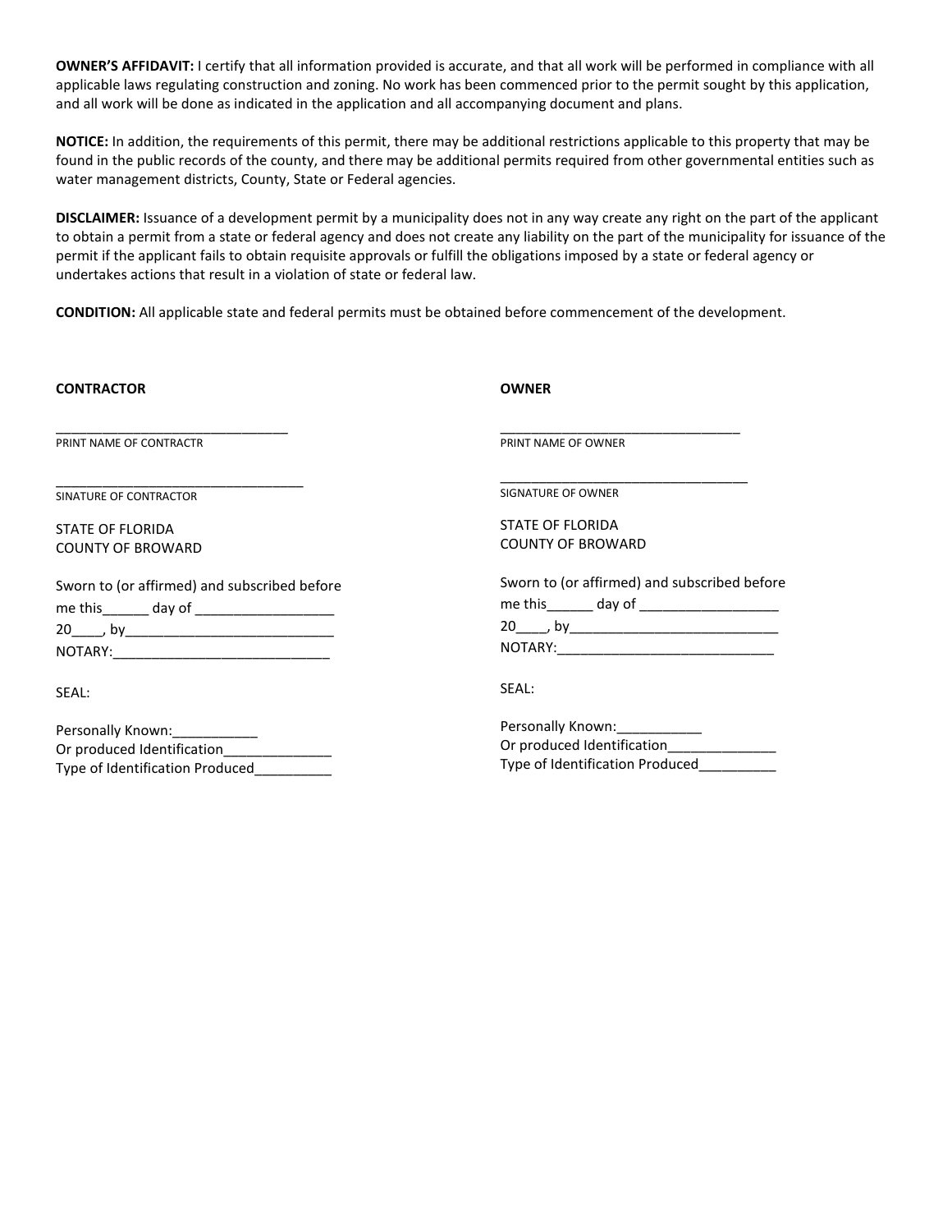**OWNER'S AFFIDAVIT:** I certify that all information provided is accurate, and that all work will be performed in compliance with all applicable laws regulating construction and zoning. No work has been commenced prior to the permit sought by this application, and all work will be done as indicated in the application and all accompanying document and plans.

**NOTICE:** In addition, the requirements of this permit, there may be additional restrictions applicable to this property that may be found in the public records of the county, and there may be additional permits required from other governmental entities such as water management districts, County, State or Federal agencies.

**DISCLAIMER:** Issuance of a development permit by a municipality does not in any way create any right on the part of the applicant to obtain a permit from a state or federal agency and does not create any liability on the part of the municipality for issuance of the permit if the applicant fails to obtain requisite approvals or fulfill the obligations imposed by a state or federal agency or undertakes actions that result in a violation of state or federal law.

**CONDITION:** All applicable state and federal permits must be obtained before commencement of the development.

**CONTRACTOR**

_______________________________
PRINT NAME OF CONTRACTR

_________________________________
SINATURE OF CONTRACTOR

STATE OF FLORIDA
COUNTY OF BROWARD

Sworn to (or affirmed) and subscribed before me this______ day of __________________ 20____, by___________________________
NOTARY:____________________________

SEAL:

Personally Known:___________
Or produced Identification______________
Type of Identification Produced__________

**OWNER**

________________________________
PRINT NAME OF OWNER

_________________________________
SIGNATURE OF OWNER

STATE OF FLORIDA
COUNTY OF BROWARD

Sworn to (or affirmed) and subscribed before me this______ day of __________________ 20____, by___________________________
NOTARY:____________________________

SEAL:

Personally Known:___________
Or produced Identification______________
Type of Identification Produced__________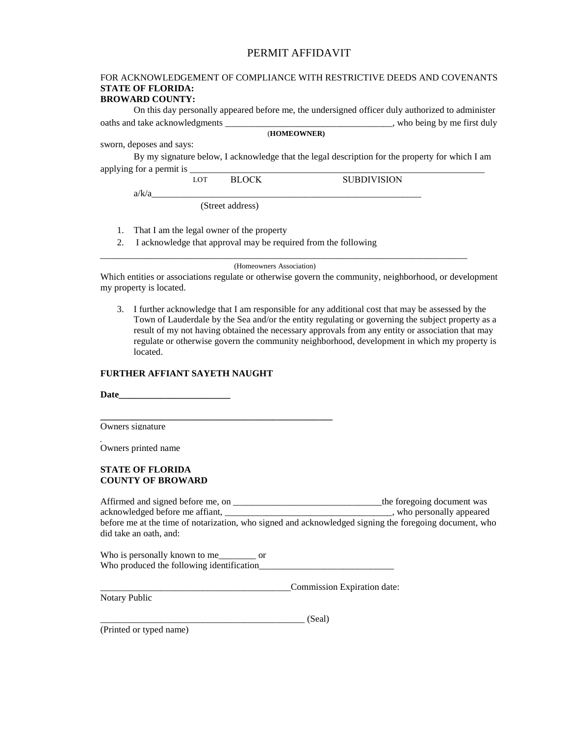# PERMIT AFFIDAVIT

FOR ACKNOWLEDGEMENT OF COMPLIANCE WITH RESTRICTIVE DEEDS AND COVENANTS
**STATE OF FLORIDA:**
**BROWARD COUNTY:**

On this day personally appeared before me, the undersigned officer duly authorized to administer oaths and take acknowledgments ___________________________________, who being by me first duly
(**HOMEOWNER**)
sworn, deposes and says:

By my signature below, I acknowledge that the legal description for the property for which I am applying for a permit is ________________________________________________________________
LOT BLOCK SUBDIVISION

a/k/a___________________________________________________________
(Street address)

1. That I am the legal owner of the property
2. I acknowledge that approval may be required from the following

_____________________________________________________________________________
(Homeowners Association)

Which entities or associations regulate or otherwise govern the community, neighborhood, or development my property is located.

3. I further acknowledge that I am responsible for any additional cost that may be assessed by the Town of Lauderdale by the Sea and/or the entity regulating or governing the subject property as a result of my not having obtained the necessary approvals from any entity or association that may regulate or otherwise govern the community neighborhood, development in which my property is located.

**FURTHER AFFIANT SAYETH NAUGHT**

**Date________________________**

**____________________________________________________**
Owners signature

Owners printed name

**STATE OF FLORIDA**
**COUNTY OF BROWARD**

Affirmed and signed before me, on ________________________________the foregoing document was acknowledged before me affiant, _____________________________________, who personally appeared before me at the time of notarization, who signed and acknowledged signing the foregoing document, who did take an oath, and:

Who is personally known to me________ or
Who produced the following identification_____________________________

__________________________________________Commission Expiration date:
Notary Public

_____________________________________________ (Seal)
(Printed or typed name)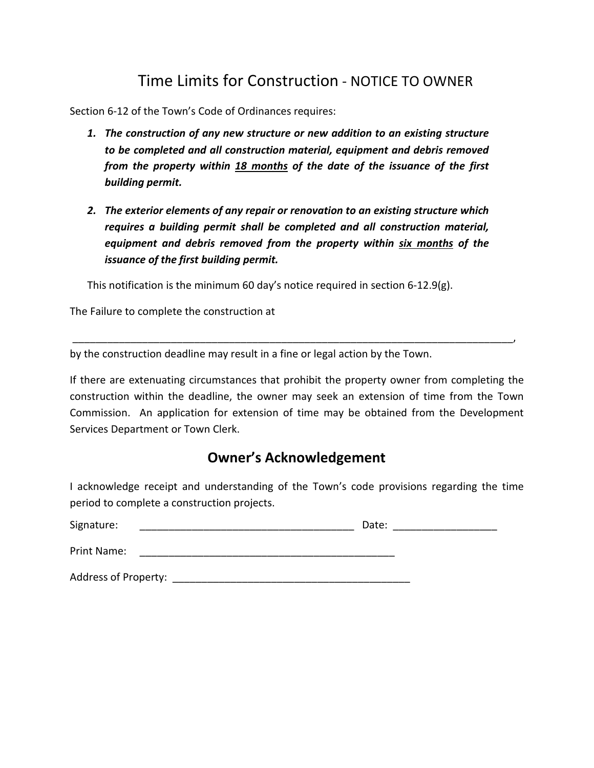# Time Limits for Construction - NOTICE TO OWNER

Section 6-12 of the Town's Code of Ordinances requires:

1. ***The construction of any new structure or new addition to an existing structure to be completed and all construction material, equipment and debris removed from the property within <u>18 months</u> of the date of the issuance of the first building permit.***

2. ***The exterior elements of any repair or renovation to an existing structure which requires a building permit shall be completed and all construction material, equipment and debris removed from the property within <u>six months</u> of the issuance of the first building permit.***

This notification is the minimum 60 day's notice required in section 6-12.9(g).

The Failure to complete the construction at

_______________________________________________________________________________,

by the construction deadline may result in a fine or legal action by the Town.

If there are extenuating circumstances that prohibit the property owner from completing the construction within the deadline, the owner may seek an extension of time from the Town Commission. An application for extension of time may be obtained from the Development Services Department or Town Clerk.

## Owner's Acknowledgement

I acknowledge receipt and understanding of the Town's code provisions regarding the time period to complete a construction projects.

Signature: _____________________________________ Date: _________________

Print Name: ____________________________________________

Address of Property: __________________________________________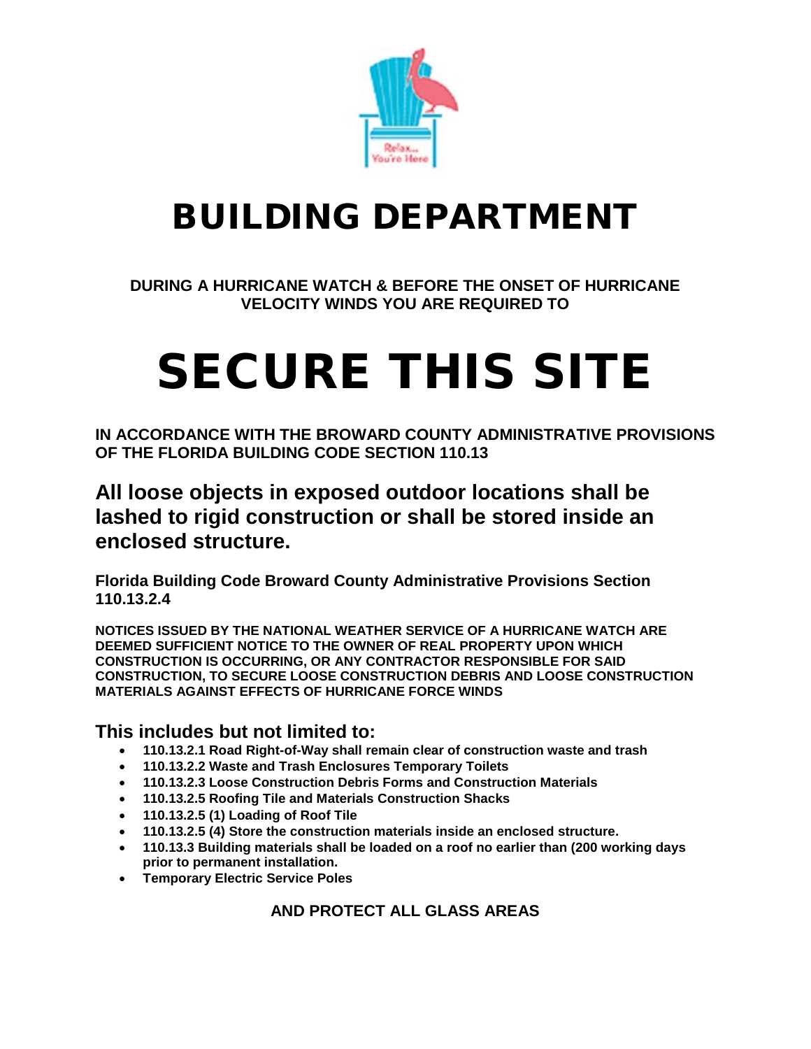# BUILDING DEPARTMENT

**DURING A HURRICANE WATCH & BEFORE THE ONSET OF HURRICANE VELOCITY WINDS YOU ARE REQUIRED TO**

# SECURE THIS SITE

**IN ACCORDANCE WITH THE BROWARD COUNTY ADMINISTRATIVE PROVISIONS OF THE FLORIDA BUILDING CODE SECTION 110.13**

## All loose objects in exposed outdoor locations shall be lashed to rigid construction or shall be stored inside an enclosed structure.

**Florida Building Code Broward County Administrative Provisions Section 110.13.2.4**

**NOTICES ISSUED BY THE NATIONAL WEATHER SERVICE OF A HURRICANE WATCH ARE DEEMED SUFFICIENT NOTICE TO THE OWNER OF REAL PROPERTY UPON WHICH CONSTRUCTION IS OCCURRING, OR ANY CONTRACTOR RESPONSIBLE FOR SAID CONSTRUCTION, TO SECURE LOOSE CONSTRUCTION DEBRIS AND LOOSE CONSTRUCTION MATERIALS AGAINST EFFECTS OF HURRICANE FORCE WINDS**

### This includes but not limited to:

- **110.13.2.1 Road Right-of-Way shall remain clear of construction waste and trash**
- **110.13.2.2 Waste and Trash Enclosures Temporary Toilets**
- **110.13.2.3 Loose Construction Debris Forms and Construction Materials**
- **110.13.2.5 Roofing Tile and Materials Construction Shacks**
- **110.13.2.5 (1) Loading of Roof Tile**
- **110.13.2.5 (4) Store the construction materials inside an enclosed structure.**
- **110.13.3 Building materials shall be loaded on a roof no earlier than (200 working days prior to permanent installation.**
- **Temporary Electric Service Poles**

**AND PROTECT ALL GLASS AREAS**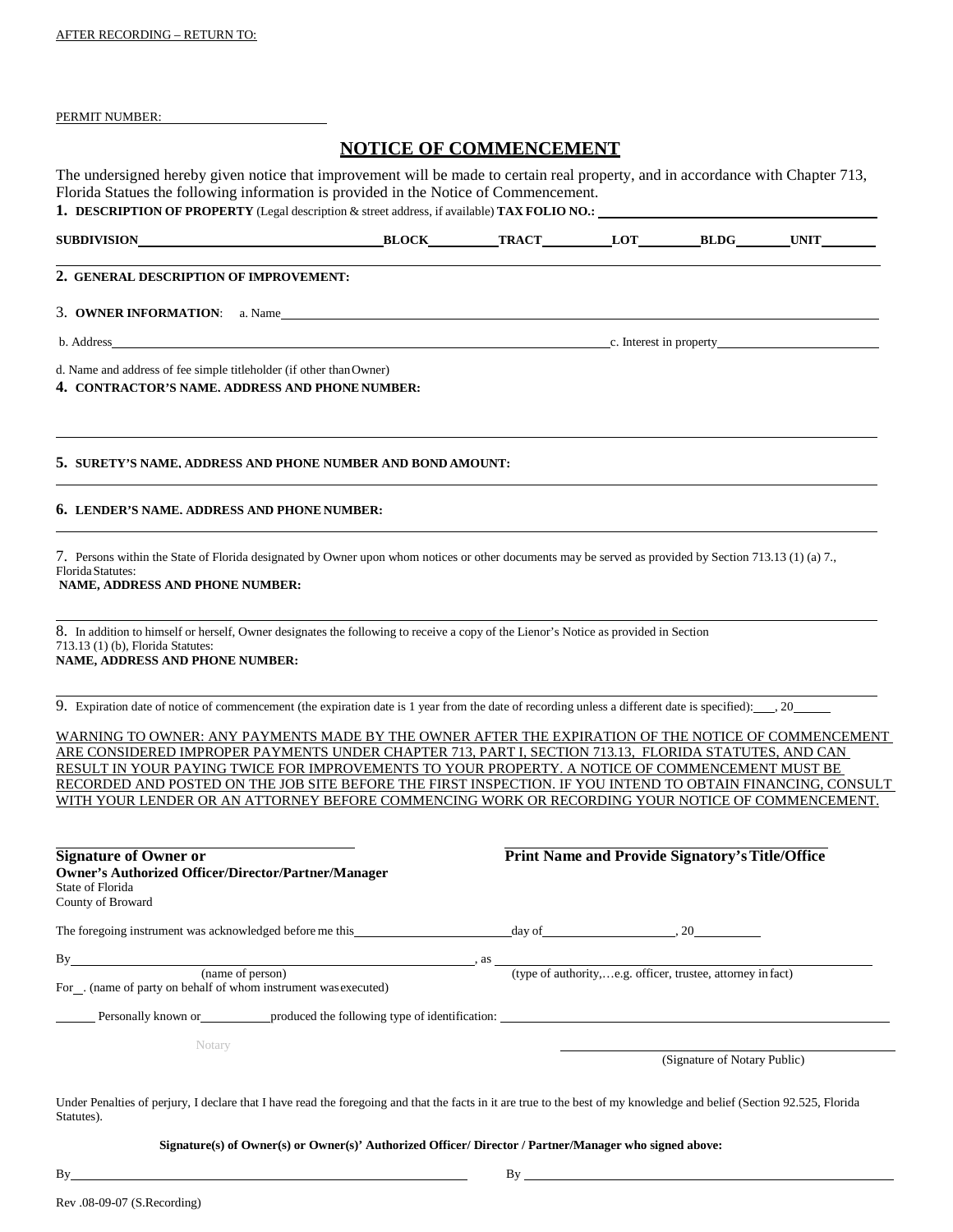AFTER RECORDING – RETURN TO:

PERMIT NUMBER: ________________________

# NOTICE OF COMMENCEMENT

The undersigned hereby given notice that improvement will be made to certain real property, and in accordance with Chapter 713, Florida Statues the following information is provided in the Notice of Commencement.

**1. DESCRIPTION OF PROPERTY** (Legal description & street address, if available) **TAX FOLIO NO.:** ________________________

**SUBDIVISION** ________________ **BLOCK** ______ **TRACT** ______ **LOT** ______ **BLDG** ______ **UNIT** ______

**2. GENERAL DESCRIPTION OF IMPROVEMENT:**

3. **OWNER INFORMATION**: a. Name ________________________

b. Address ________________________ c. Interest in property ________________________

d. Name and address of fee simple titleholder (if other than Owner)

**4. CONTRACTOR'S NAME. ADDRESS AND PHONE NUMBER:**

**5. SURETY'S NAME, ADDRESS AND PHONE NUMBER AND BOND AMOUNT:**

**6. LENDER'S NAME. ADDRESS AND PHONE NUMBER:**

7. Persons within the State of Florida designated by Owner upon whom notices or other documents may be served as provided by Section 713.13 (1) (a) 7., Florida Statutes:
**NAME, ADDRESS AND PHONE NUMBER:**

8. In addition to himself or herself, Owner designates the following to receive a copy of the Lienor's Notice as provided in Section 713.13 (1) (b), Florida Statutes:
**NAME, ADDRESS AND PHONE NUMBER:**

9. Expiration date of notice of commencement (the expiration date is 1 year from the date of recording unless a different date is specified): ___, 20____

WARNING TO OWNER: ANY PAYMENTS MADE BY THE OWNER AFTER THE EXPIRATION OF THE NOTICE OF COMMENCEMENT ARE CONSIDERED IMPROPER PAYMENTS UNDER CHAPTER 713, PART I, SECTION 713.13, FLORIDA STATUTES, AND CAN RESULT IN YOUR PAYING TWICE FOR IMPROVEMENTS TO YOUR PROPERTY. A NOTICE OF COMMENCEMENT MUST BE RECORDED AND POSTED ON THE JOB SITE BEFORE THE FIRST INSPECTION. IF YOU INTEND TO OBTAIN FINANCING, CONSULT WITH YOUR LENDER OR AN ATTORNEY BEFORE COMMENCING WORK OR RECORDING YOUR NOTICE OF COMMENCEMENT.

________________________ ________________________
**Signature of Owner or Owner's Authorized Officer/Director/Partner/Manager** **Print Name and Provide Signatory's Title/Office**

State of Florida
County of Broward

The foregoing instrument was acknowledged before me this ____________ day of ____________, 20______

By ________________________ (name of person), as ________________________ (type of authority,…e.g. officer, trustee, attorney in fact)

For __. (name of party on behalf of whom instrument was executed)

______ Personally known or ______ produced the following type of identification: ________________________

Notary

________________________
(Signature of Notary Public)

Under Penalties of perjury, I declare that I have read the foregoing and that the facts in it are true to the best of my knowledge and belief (Section 92.525, Florida Statutes).

**Signature(s) of Owner(s) or Owner(s)' Authorized Officer/ Director / Partner/Manager who signed above:**

By ________________________ By ________________________

Rev .08-09-07 (S.Recording)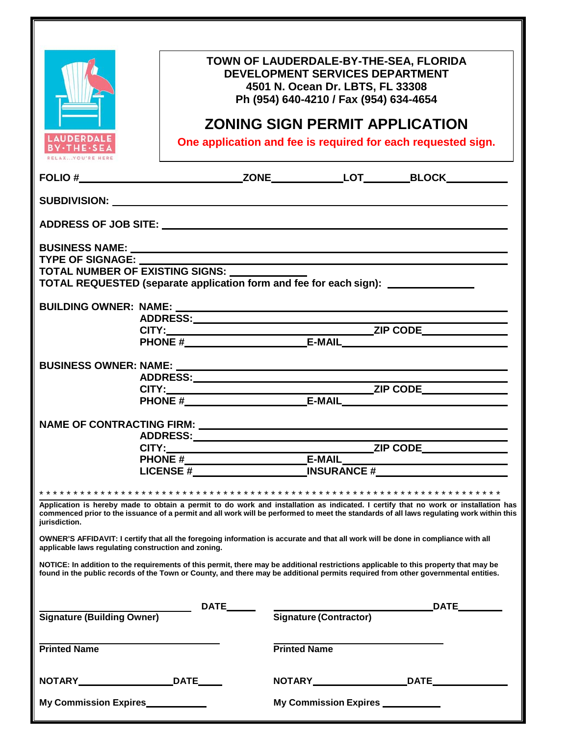LAUDERDALE BY-THE-SEA
RELAX...YOU'RE HERE

**TOWN OF LAUDERDALE-BY-THE-SEA, FLORIDA**
**DEVELOPMENT SERVICES DEPARTMENT**
**4501 N. Ocean Dr. LBTS, FL 33308**
**Ph (954) 640-4210 / Fax (954) 634-4654**

# ZONING SIGN PERMIT APPLICATION

**One application and fee is required for each requested sign.**

**FOLIO #**\_\_\_\_\_\_\_\_\_\_\_\_\_\_\_\_\_\_\_\_ **ZONE**\_\_\_\_\_\_\_\_\_\_ **LOT**\_\_\_\_\_\_ **BLOCK**\_\_\_\_\_\_\_\_

**SUBDIVISION:** \_\_\_\_\_\_\_\_\_\_\_\_\_\_\_\_\_\_\_\_\_\_\_\_\_\_\_\_\_\_\_\_\_\_\_\_\_\_\_\_

**ADDRESS OF JOB SITE:** \_\_\_\_\_\_\_\_\_\_\_\_\_\_\_\_\_\_\_\_\_\_\_\_\_\_\_\_\_\_\_\_\_\_\_\_

**BUSINESS NAME:** \_\_\_\_\_\_\_\_\_\_\_\_\_\_\_\_\_\_\_\_\_\_\_\_\_\_\_\_\_\_\_\_\_\_\_\_\_\_
**TYPE OF SIGNAGE:** \_\_\_\_\_\_\_\_\_\_\_\_\_\_\_\_\_\_\_\_\_\_\_\_\_\_\_\_\_\_\_\_\_\_\_\_
**TOTAL NUMBER OF EXISTING SIGNS:** \_\_\_\_\_\_\_\_\_\_
**TOTAL REQUESTED (separate application form and fee for each sign):** \_\_\_\_\_\_\_\_\_\_

**BUILDING OWNER: NAME:** \_\_\_\_\_\_\_\_\_\_\_\_\_\_\_\_\_\_\_\_\_\_\_\_\_\_\_\_\_\_\_\_
**ADDRESS:** \_\_\_\_\_\_\_\_\_\_\_\_\_\_\_\_\_\_\_\_\_\_\_\_\_\_\_\_\_\_\_\_
**CITY:** \_\_\_\_\_\_\_\_\_\_\_\_\_\_\_\_\_\_\_\_ **ZIP CODE**\_\_\_\_\_\_\_\_\_\_
**PHONE #**\_\_\_\_\_\_\_\_\_\_\_\_\_\_\_\_ **E-MAIL**\_\_\_\_\_\_\_\_\_\_\_\_\_\_\_\_

**BUSINESS OWNER: NAME:** \_\_\_\_\_\_\_\_\_\_\_\_\_\_\_\_\_\_\_\_\_\_\_\_\_\_\_\_\_\_\_\_
**ADDRESS:** \_\_\_\_\_\_\_\_\_\_\_\_\_\_\_\_\_\_\_\_\_\_\_\_\_\_\_\_\_\_\_\_
**CITY:** \_\_\_\_\_\_\_\_\_\_\_\_\_\_\_\_\_\_\_\_ **ZIP CODE**\_\_\_\_\_\_\_\_\_\_
**PHONE #**\_\_\_\_\_\_\_\_\_\_\_\_\_\_\_\_ **E-MAIL**\_\_\_\_\_\_\_\_\_\_\_\_\_\_\_\_

**NAME OF CONTRACTING FIRM:** \_\_\_\_\_\_\_\_\_\_\_\_\_\_\_\_\_\_\_\_\_\_\_\_\_\_\_\_
**ADDRESS:** \_\_\_\_\_\_\_\_\_\_\_\_\_\_\_\_\_\_\_\_\_\_\_\_\_\_\_\_\_\_\_\_
**CITY:** \_\_\_\_\_\_\_\_\_\_\_\_\_\_\_\_\_\_\_\_ **ZIP CODE**\_\_\_\_\_\_\_\_\_\_
**PHONE #**\_\_\_\_\_\_\_\_\_\_\_\_\_\_\_\_ **E-MAIL**\_\_\_\_\_\_\_\_\_\_\_\_\_\_\_\_
**LICENSE #**\_\_\_\_\_\_\_\_\_\_\_\_\_\_\_\_ **INSURANCE #**\_\_\_\_\_\_\_\_\_\_\_\_\_\_\_\_

* * * * * * * * * * * * * * * * * * * * * * * * * * * * * * * * * * * * * * * * * * * * * * * * * * * * * * * * * * * * * * * * * * * *

**Application is hereby made to obtain a permit to do work and installation as indicated. I certify that no work or installation has commenced prior to the issuance of a permit and all work will be performed to meet the standards of all laws regulating work within this jurisdiction.**

**OWNER'S AFFIDAVIT: I certify that all the foregoing information is accurate and that all work will be done in compliance with all applicable laws regulating construction and zoning.**

**NOTICE: In addition to the requirements of this permit, there may be additional restrictions applicable to this property that may be found in the public records of the Town or County, and there may be additional permits required from other governmental entities.**

\_\_\_\_\_\_\_\_\_\_\_\_\_\_\_\_\_\_\_\_ **DATE**\_\_\_\_\_\_ \_\_\_\_\_\_\_\_\_\_\_\_\_\_\_\_\_\_\_\_ **DATE**\_\_\_\_\_\_
**Signature (Building Owner)** **Signature (Contractor)**

\_\_\_\_\_\_\_\_\_\_\_\_\_\_\_\_\_\_\_\_ \_\_\_\_\_\_\_\_\_\_\_\_\_\_\_\_\_\_\_\_
**Printed Name** **Printed Name**

**NOTARY**\_\_\_\_\_\_\_\_\_\_\_\_ **DATE**\_\_\_\_\_\_ **NOTARY**\_\_\_\_\_\_\_\_\_\_\_\_ **DATE**\_\_\_\_\_\_

**My Commission Expires**\_\_\_\_\_\_\_\_ **My Commission Expires** \_\_\_\_\_\_\_\_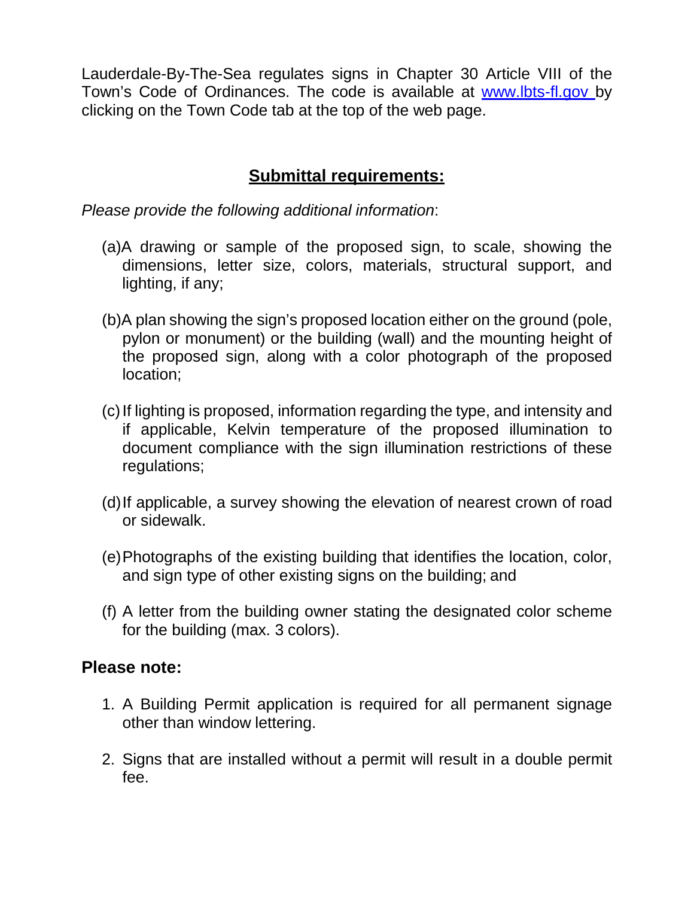Lauderdale-By-The-Sea regulates signs in Chapter 30 Article VIII of the Town's Code of Ordinances. The code is available at [www.lbts-fl.gov](www.lbts-fl.gov) by clicking on the Town Code tab at the top of the web page.

## Submittal requirements:

*Please provide the following additional information*:

(a) A drawing or sample of the proposed sign, to scale, showing the dimensions, letter size, colors, materials, structural support, and lighting, if any;

(b) A plan showing the sign's proposed location either on the ground (pole, pylon or monument) or the building (wall) and the mounting height of the proposed sign, along with a color photograph of the proposed location;

(c) If lighting is proposed, information regarding the type, and intensity and if applicable, Kelvin temperature of the proposed illumination to document compliance with the sign illumination restrictions of these regulations;

(d) If applicable, a survey showing the elevation of nearest crown of road or sidewalk.

(e) Photographs of the existing building that identifies the location, color, and sign type of other existing signs on the building; and

(f) A letter from the building owner stating the designated color scheme for the building (max. 3 colors).

### Please note:

1. A Building Permit application is required for all permanent signage other than window lettering.

2. Signs that are installed without a permit will result in a double permit fee.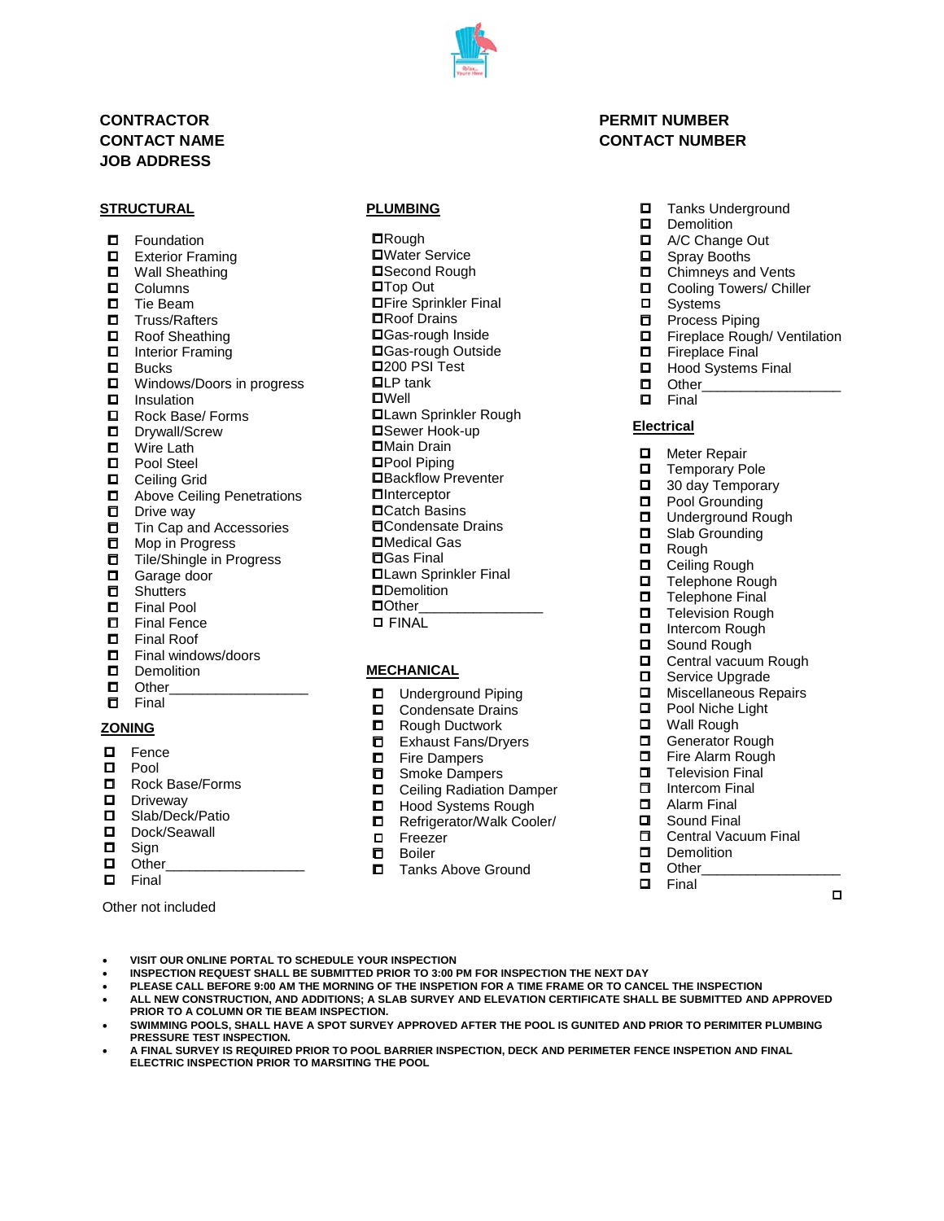**CONTRACTOR**
**CONTACT NAME**
**JOB ADDRESS**

**PERMIT NUMBER**
**CONTACT NUMBER**

## STRUCTURAL

- ☐ Foundation
- ☐ Exterior Framing
- ☐ Wall Sheathing
- ☐ Columns
- ☐ Tie Beam
- ☐ Truss/Rafters
- ☐ Roof Sheathing
- ☐ Interior Framing
- ☐ Bucks
- ☐ Windows/Doors in progress
- ☐ Insulation
- ☐ Rock Base/ Forms
- ☐ Drywall/Screw
- ☐ Wire Lath
- ☐ Pool Steel
- ☐ Ceiling Grid
- ☐ Above Ceiling Penetrations
- ☐ Drive way
- ☐ Tin Cap and Accessories
- ☐ Mop in Progress
- ☐ Tile/Shingle in Progress
- ☐ Garage door
- ☐ Shutters
- ☐ Final Pool
- ☐ Final Fence
- ☐ Final Roof
- ☐ Final windows/doors
- ☐ Demolition
- ☐ Other__________________
- ☐ Final

## ZONING

- ☐ Fence
- ☐ Pool
- ☐ Rock Base/Forms
- ☐ Driveway
- ☐ Slab/Deck/Patio
- ☐ Dock/Seawall
- ☐ Sign
- ☐ Other__________________
- ☐ Final

Other not included

## PLUMBING

- ☐ Rough
- ☐ Water Service
- ☐ Second Rough
- ☐ Top Out
- ☐ Fire Sprinkler Final
- ☐ Roof Drains
- ☐ Gas-rough Inside
- ☐ Gas-rough Outside
- ☐ 200 PSI Test
- ☐ LP tank
- ☐ Well
- ☐ Lawn Sprinkler Rough
- ☐ Sewer Hook-up
- ☐ Main Drain
- ☐ Pool Piping
- ☐ Backflow Preventer
- ☐ Interceptor
- ☐ Catch Basins
- ☐ Condensate Drains
- ☐ Medical Gas
- ☐ Gas Final
- ☐ Lawn Sprinkler Final
- ☐ Demolition
- ☐ Other________________
- ☐ FINAL

## MECHANICAL

- ☐ Underground Piping
- ☐ Condensate Drains
- ☐ Rough Ductwork
- ☐ Exhaust Fans/Dryers
- ☐ Fire Dampers
- ☐ Smoke Dampers
- ☐ Ceiling Radiation Damper
- ☐ Hood Systems Rough
- ☐ Refrigerator/Walk Cooler/
- ☐ Freezer
- ☐ Boiler
- ☐ Tanks Above Ground
- ☐ Tanks Underground
- ☐ Demolition
- ☐ A/C Change Out
- ☐ Spray Booths
- ☐ Chimneys and Vents
- ☐ Cooling Towers/ Chiller
- ☐ Systems
- ☐ Process Piping
- ☐ Fireplace Rough/ Ventilation
- ☐ Fireplace Final
- ☐ Hood Systems Final
- ☐ Other__________________
- ☐ Final

## Electrical

- ☐ Meter Repair
- ☐ Temporary Pole
- ☐ 30 day Temporary
- ☐ Pool Grounding
- ☐ Underground Rough
- ☐ Slab Grounding
- ☐ Rough
- ☐ Ceiling Rough
- ☐ Telephone Rough
- ☐ Telephone Final
- ☐ Television Rough
- ☐ Intercom Rough
- ☐ Sound Rough
- ☐ Central vacuum Rough
- ☐ Service Upgrade
- ☐ Miscellaneous Repairs
- ☐ Pool Niche Light
- ☐ Wall Rough
- ☐ Generator Rough
- ☐ Fire Alarm Rough
- ☐ Television Final
- ☐ Intercom Final
- ☐ Alarm Final
- ☐ Sound Final
- ☐ Central Vacuum Final
- ☐ Demolition
- ☐ Other__________________
- ☐ Final

- **VISIT OUR ONLINE PORTAL TO SCHEDULE YOUR INSPECTION**
- **INSPECTION REQUEST SHALL BE SUBMITTED PRIOR TO 3:00 PM FOR INSPECTION THE NEXT DAY**
- **PLEASE CALL BEFORE 9:00 AM THE MORNING OF THE INSPECTION FOR A TIME FRAME OR TO CANCEL THE INSPECTION**
- **ALL NEW CONSTRUCTION, AND ADDITIONS; A SLAB SURVEY AND ELEVATION CERTIFICATE SHALL BE SUBMITTED AND APPROVED PRIOR TO A COLUMN OR TIE BEAM INSPECTION.**
- **SWIMMING POOLS, SHALL HAVE A SPOT SURVEY APPROVED AFTER THE POOL IS GUNITED AND PRIOR TO PERIMITER PLUMBING PRESSURE TEST INSPECTION.**
- **A FINAL SURVEY IS REQUIRED PRIOR TO POOL BARRIER INSPECTION, DECK AND PERIMETER FENCE INSPETION AND FINAL ELECTRIC INSPECTION PRIOR TO MARSITING THE POOL**